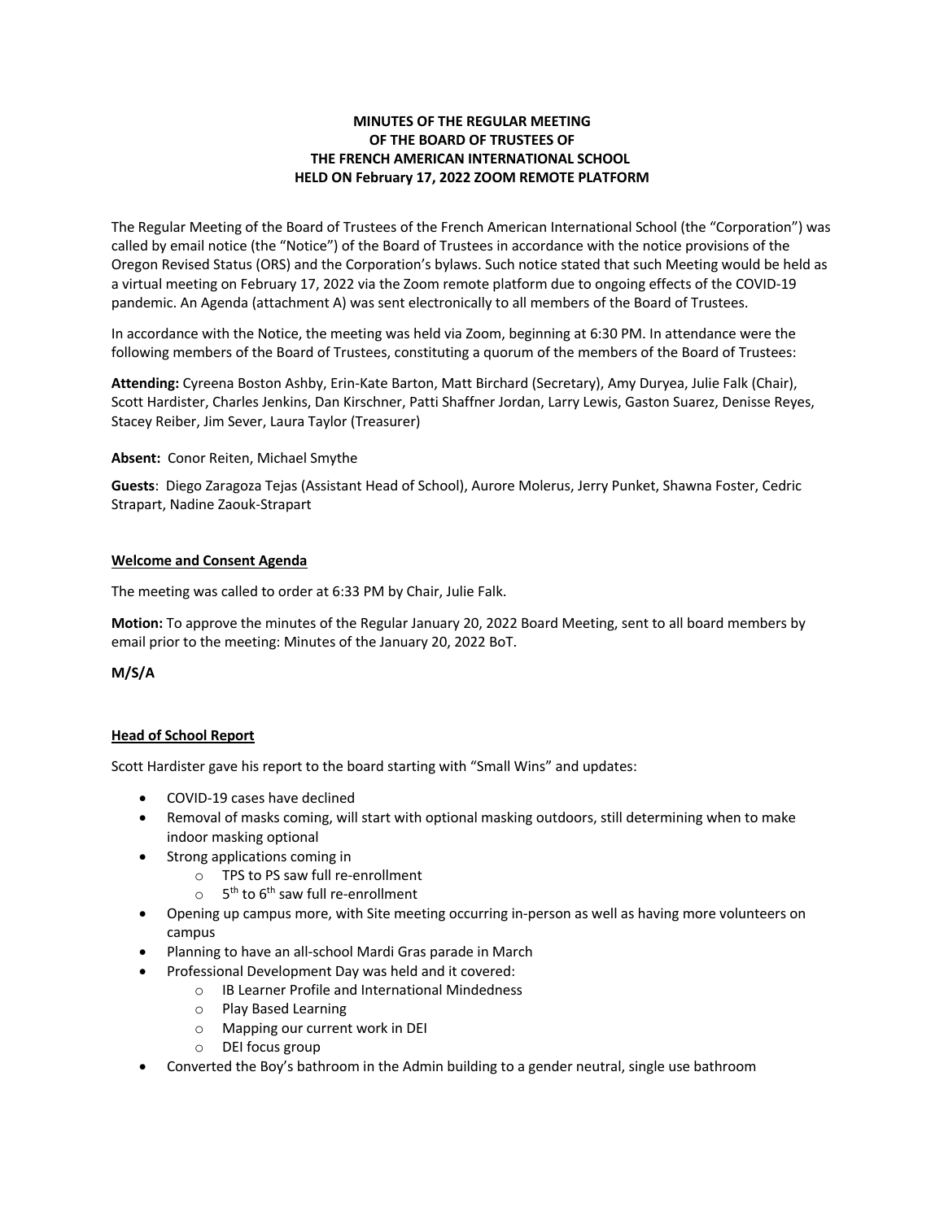**MINUTES OF THE REGULAR MEETING**
**OF THE BOARD OF TRUSTEES OF**
**THE FRENCH AMERICAN INTERNATIONAL SCHOOL**
**HELD ON February 17, 2022 ZOOM REMOTE PLATFORM**

The Regular Meeting of the Board of Trustees of the French American International School (the "Corporation") was called by email notice (the "Notice") of the Board of Trustees in accordance with the notice provisions of the Oregon Revised Status (ORS) and the Corporation's bylaws. Such notice stated that such Meeting would be held as a virtual meeting on February 17, 2022 via the Zoom remote platform due to ongoing effects of the COVID-19 pandemic. An Agenda (attachment A) was sent electronically to all members of the Board of Trustees.

In accordance with the Notice, the meeting was held via Zoom, beginning at 6:30 PM. In attendance were the following members of the Board of Trustees, constituting a quorum of the members of the Board of Trustees:

**Attending:** Cyreena Boston Ashby, Erin-Kate Barton, Matt Birchard (Secretary), Amy Duryea, Julie Falk (Chair), Scott Hardister, Charles Jenkins, Dan Kirschner, Patti Shaffner Jordan, Larry Lewis, Gaston Suarez, Denisse Reyes, Stacey Reiber, Jim Sever, Laura Taylor (Treasurer)

**Absent:** Conor Reiten, Michael Smythe

**Guests**: Diego Zaragoza Tejas (Assistant Head of School), Aurore Molerus, Jerry Punket, Shawna Foster, Cedric Strapart, Nadine Zaouk-Strapart

## Welcome and Consent Agenda

The meeting was called to order at 6:33 PM by Chair, Julie Falk.

**Motion:** To approve the minutes of the Regular January 20, 2022 Board Meeting, sent to all board members by email prior to the meeting: Minutes of the January 20, 2022 BoT.

**M/S/A**

## Head of School Report

Scott Hardister gave his report to the board starting with "Small Wins" and updates:

- COVID-19 cases have declined
- Removal of masks coming, will start with optional masking outdoors, still determining when to make indoor masking optional
- Strong applications coming in
    - TPS to PS saw full re-enrollment
    - 5th to 6th saw full re-enrollment
- Opening up campus more, with Site meeting occurring in-person as well as having more volunteers on campus
- Planning to have an all-school Mardi Gras parade in March
- Professional Development Day was held and it covered:
    - IB Learner Profile and International Mindedness
    - Play Based Learning
    - Mapping our current work in DEI
    - DEI focus group
- Converted the Boy's bathroom in the Admin building to a gender neutral, single use bathroom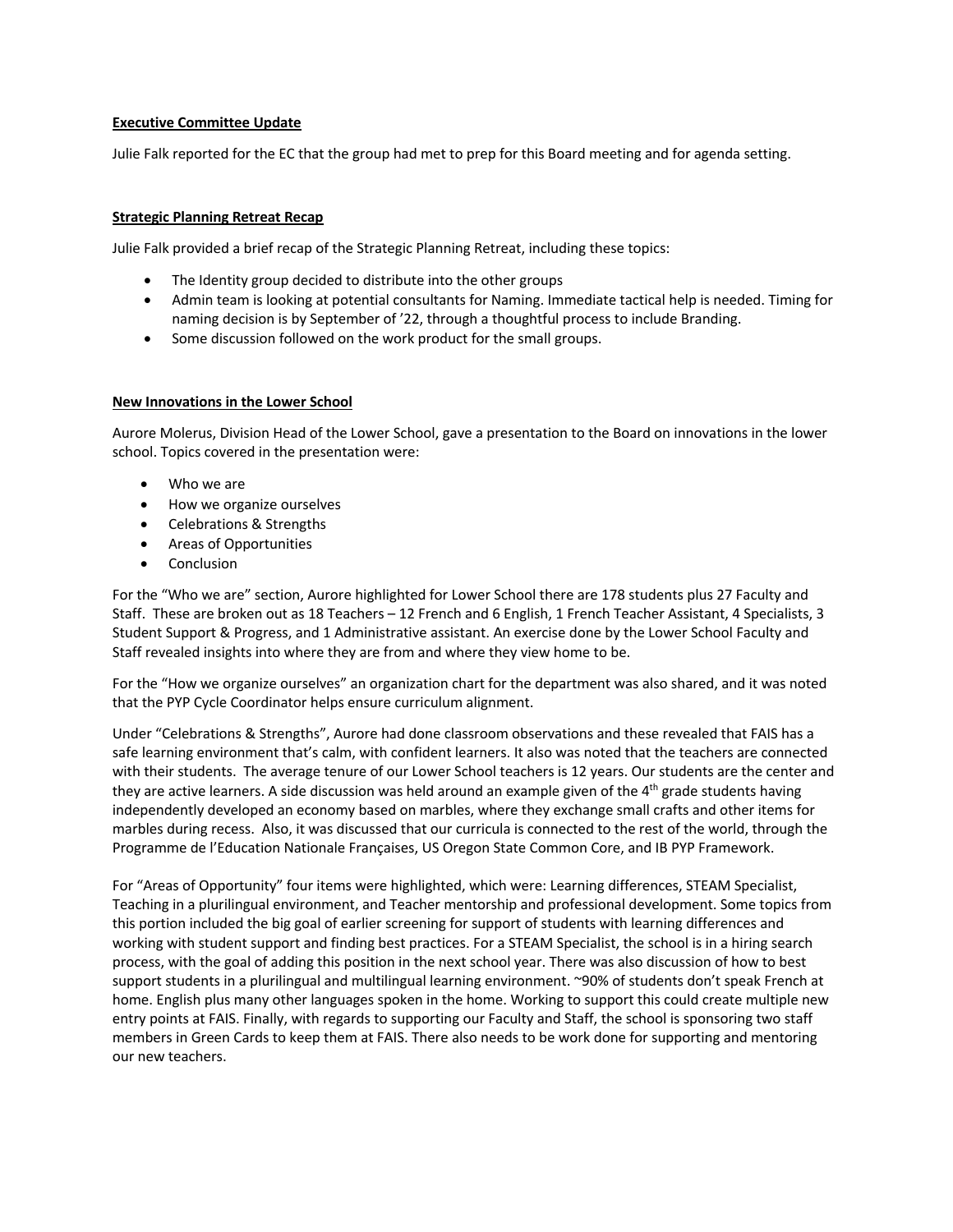**Executive Committee Update**

Julie Falk reported for the EC that the group had met to prep for this Board meeting and for agenda setting.

**Strategic Planning Retreat Recap**

Julie Falk provided a brief recap of the Strategic Planning Retreat, including these topics:

- The Identity group decided to distribute into the other groups
- Admin team is looking at potential consultants for Naming. Immediate tactical help is needed. Timing for naming decision is by September of '22, through a thoughtful process to include Branding.
- Some discussion followed on the work product for the small groups.

**New Innovations in the Lower School**

Aurore Molerus, Division Head of the Lower School, gave a presentation to the Board on innovations in the lower school. Topics covered in the presentation were:

- Who we are
- How we organize ourselves
- Celebrations & Strengths
- Areas of Opportunities
- Conclusion

For the "Who we are" section, Aurore highlighted for Lower School there are 178 students plus 27 Faculty and Staff. These are broken out as 18 Teachers – 12 French and 6 English, 1 French Teacher Assistant, 4 Specialists, 3 Student Support & Progress, and 1 Administrative assistant. An exercise done by the Lower School Faculty and Staff revealed insights into where they are from and where they view home to be.

For the "How we organize ourselves" an organization chart for the department was also shared, and it was noted that the PYP Cycle Coordinator helps ensure curriculum alignment.

Under "Celebrations & Strengths", Aurore had done classroom observations and these revealed that FAIS has a safe learning environment that's calm, with confident learners. It also was noted that the teachers are connected with their students. The average tenure of our Lower School teachers is 12 years. Our students are the center and they are active learners. A side discussion was held around an example given of the 4th grade students having independently developed an economy based on marbles, where they exchange small crafts and other items for marbles during recess. Also, it was discussed that our curricula is connected to the rest of the world, through the Programme de l'Education Nationale Françaises, US Oregon State Common Core, and IB PYP Framework.

For "Areas of Opportunity" four items were highlighted, which were: Learning differences, STEAM Specialist, Teaching in a plurilingual environment, and Teacher mentorship and professional development. Some topics from this portion included the big goal of earlier screening for support of students with learning differences and working with student support and finding best practices. For a STEAM Specialist, the school is in a hiring search process, with the goal of adding this position in the next school year. There was also discussion of how to best support students in a plurilingual and multilingual learning environment. ~90% of students don't speak French at home. English plus many other languages spoken in the home. Working to support this could create multiple new entry points at FAIS. Finally, with regards to supporting our Faculty and Staff, the school is sponsoring two staff members in Green Cards to keep them at FAIS. There also needs to be work done for supporting and mentoring our new teachers.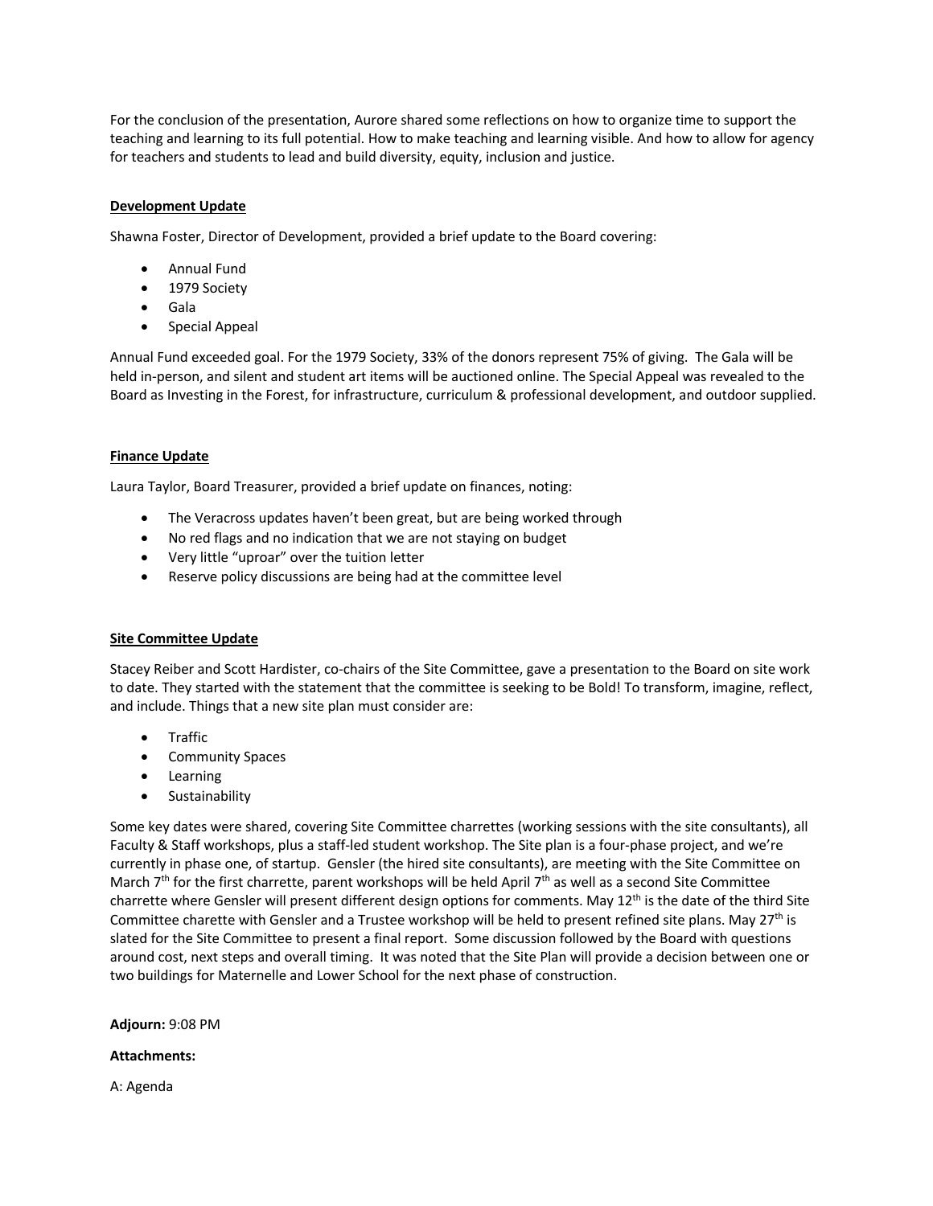For the conclusion of the presentation, Aurore shared some reflections on how to organize time to support the teaching and learning to its full potential. How to make teaching and learning visible. And how to allow for agency for teachers and students to lead and build diversity, equity, inclusion and justice.

**Development Update**

Shawna Foster, Director of Development, provided a brief update to the Board covering:

- Annual Fund
- 1979 Society
- Gala
- Special Appeal

Annual Fund exceeded goal. For the 1979 Society, 33% of the donors represent 75% of giving. The Gala will be held in-person, and silent and student art items will be auctioned online. The Special Appeal was revealed to the Board as Investing in the Forest, for infrastructure, curriculum & professional development, and outdoor supplied.

**Finance Update**

Laura Taylor, Board Treasurer, provided a brief update on finances, noting:

- The Veracross updates haven't been great, but are being worked through
- No red flags and no indication that we are not staying on budget
- Very little "uproar" over the tuition letter
- Reserve policy discussions are being had at the committee level

**Site Committee Update**

Stacey Reiber and Scott Hardister, co-chairs of the Site Committee, gave a presentation to the Board on site work to date. They started with the statement that the committee is seeking to be Bold! To transform, imagine, reflect, and include. Things that a new site plan must consider are:

- Traffic
- Community Spaces
- Learning
- Sustainability

Some key dates were shared, covering Site Committee charrettes (working sessions with the site consultants), all Faculty & Staff workshops, plus a staff-led student workshop. The Site plan is a four-phase project, and we're currently in phase one, of startup. Gensler (the hired site consultants), are meeting with the Site Committee on March 7th for the first charrette, parent workshops will be held April 7th as well as a second Site Committee charrette where Gensler will present different design options for comments. May 12th is the date of the third Site Committee charette with Gensler and a Trustee workshop will be held to present refined site plans. May 27th is slated for the Site Committee to present a final report. Some discussion followed by the Board with questions around cost, next steps and overall timing. It was noted that the Site Plan will provide a decision between one or two buildings for Maternelle and Lower School for the next phase of construction.

**Adjourn:** 9:08 PM

**Attachments:**

A: Agenda